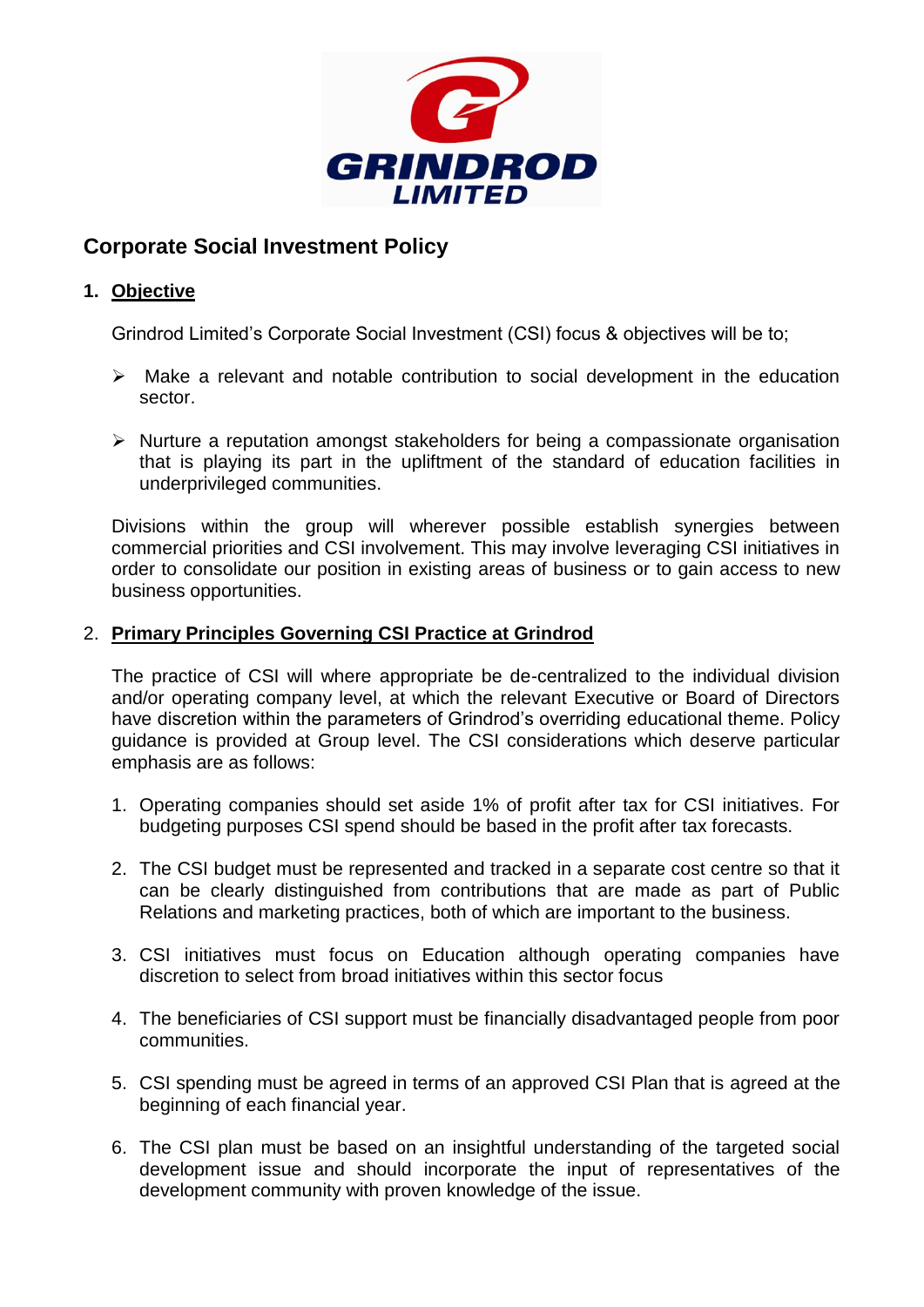# Corporate Social Investment Policy

## 1. Objective

Grindrod Limited's Corporate Social Investment (CSI) focus & objectives will be to;

- Make a relevant and notable contribution to social development in the education sector.
- Nurture a reputation amongst stakeholders for being a compassionate organisation that is playing its part in the upliftment of the standard of education facilities in underprivileged communities.

Divisions within the group will wherever possible establish synergies between commercial priorities and CSI involvement. This may involve leveraging CSI initiatives in order to consolidate our position in existing areas of business or to gain access to new business opportunities.

## 2. Primary Principles Governing CSI Practice at Grindrod

The practice of CSI will where appropriate be de-centralized to the individual division and/or operating company level, at which the relevant Executive or Board of Directors have discretion within the parameters of Grindrod's overriding educational theme. Policy guidance is provided at Group level. The CSI considerations which deserve particular emphasis are as follows:

1. Operating companies should set aside 1% of profit after tax for CSI initiatives. For budgeting purposes CSI spend should be based in the profit after tax forecasts.
2. The CSI budget must be represented and tracked in a separate cost centre so that it can be clearly distinguished from contributions that are made as part of Public Relations and marketing practices, both of which are important to the business.
3. CSI initiatives must focus on Education although operating companies have discretion to select from broad initiatives within this sector focus
4. The beneficiaries of CSI support must be financially disadvantaged people from poor communities.
5. CSI spending must be agreed in terms of an approved CSI Plan that is agreed at the beginning of each financial year.
6. The CSI plan must be based on an insightful understanding of the targeted social development issue and should incorporate the input of representatives of the development community with proven knowledge of the issue.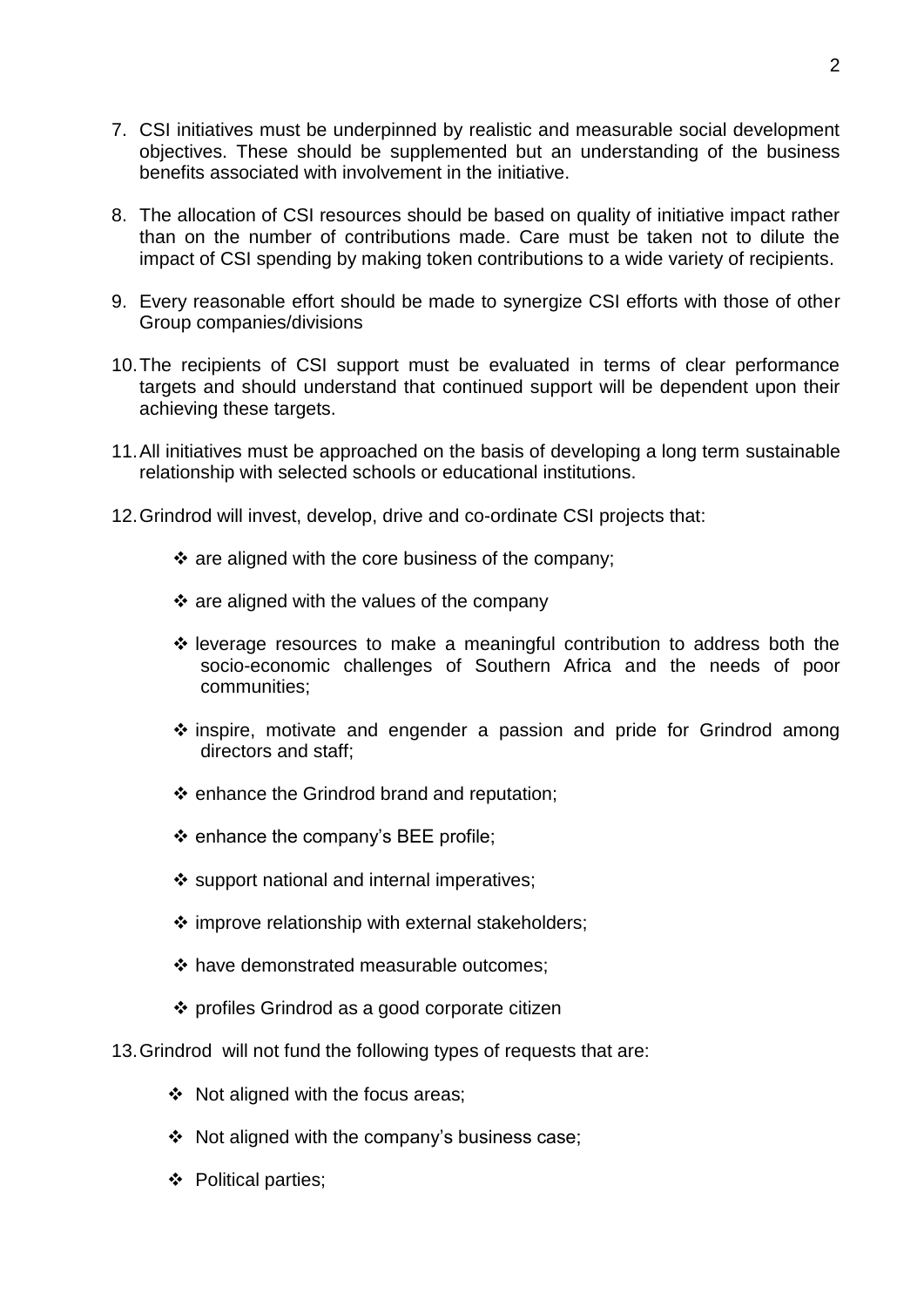7. CSI initiatives must be underpinned by realistic and measurable social development objectives. These should be supplemented but an understanding of the business benefits associated with involvement in the initiative.

8. The allocation of CSI resources should be based on quality of initiative impact rather than on the number of contributions made. Care must be taken not to dilute the impact of CSI spending by making token contributions to a wide variety of recipients.

9. Every reasonable effort should be made to synergize CSI efforts with those of other Group companies/divisions

10. The recipients of CSI support must be evaluated in terms of clear performance targets and should understand that continued support will be dependent upon their achieving these targets.

11. All initiatives must be approached on the basis of developing a long term sustainable relationship with selected schools or educational institutions.

12. Grindrod will invest, develop, drive and co-ordinate CSI projects that:

    - ❖ are aligned with the core business of the company;
    - ❖ are aligned with the values of the company
    - ❖ leverage resources to make a meaningful contribution to address both the socio-economic challenges of Southern Africa and the needs of poor communities;
    - ❖ inspire, motivate and engender a passion and pride for Grindrod among directors and staff;
    - ❖ enhance the Grindrod brand and reputation;
    - ❖ enhance the company's BEE profile;
    - ❖ support national and internal imperatives;
    - ❖ improve relationship with external stakeholders;
    - ❖ have demonstrated measurable outcomes;
    - ❖ profiles Grindrod as a good corporate citizen

13. Grindrod will not fund the following types of requests that are:

    - ❖ Not aligned with the focus areas;
    - ❖ Not aligned with the company's business case;
    - ❖ Political parties;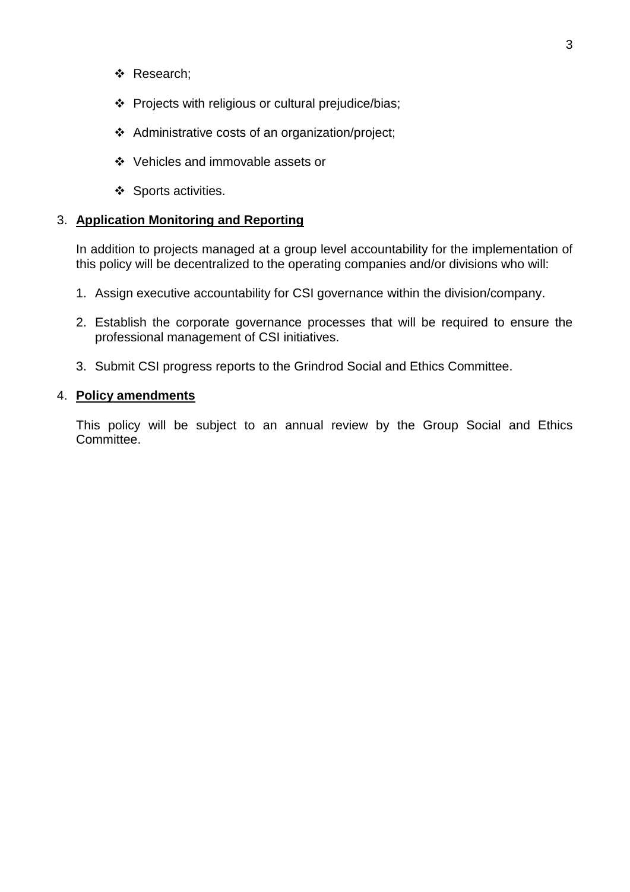- Research;
- Projects with religious or cultural prejudice/bias;
- Administrative costs of an organization/project;
- Vehicles and immovable assets or
- Sports activities.

## 3. **Application Monitoring and Reporting**

In addition to projects managed at a group level accountability for the implementation of this policy will be decentralized to the operating companies and/or divisions who will:

1. Assign executive accountability for CSI governance within the division/company.
2. Establish the corporate governance processes that will be required to ensure the professional management of CSI initiatives.
3. Submit CSI progress reports to the Grindrod Social and Ethics Committee.

## 4. **Policy amendments**

This policy will be subject to an annual review by the Group Social and Ethics Committee.